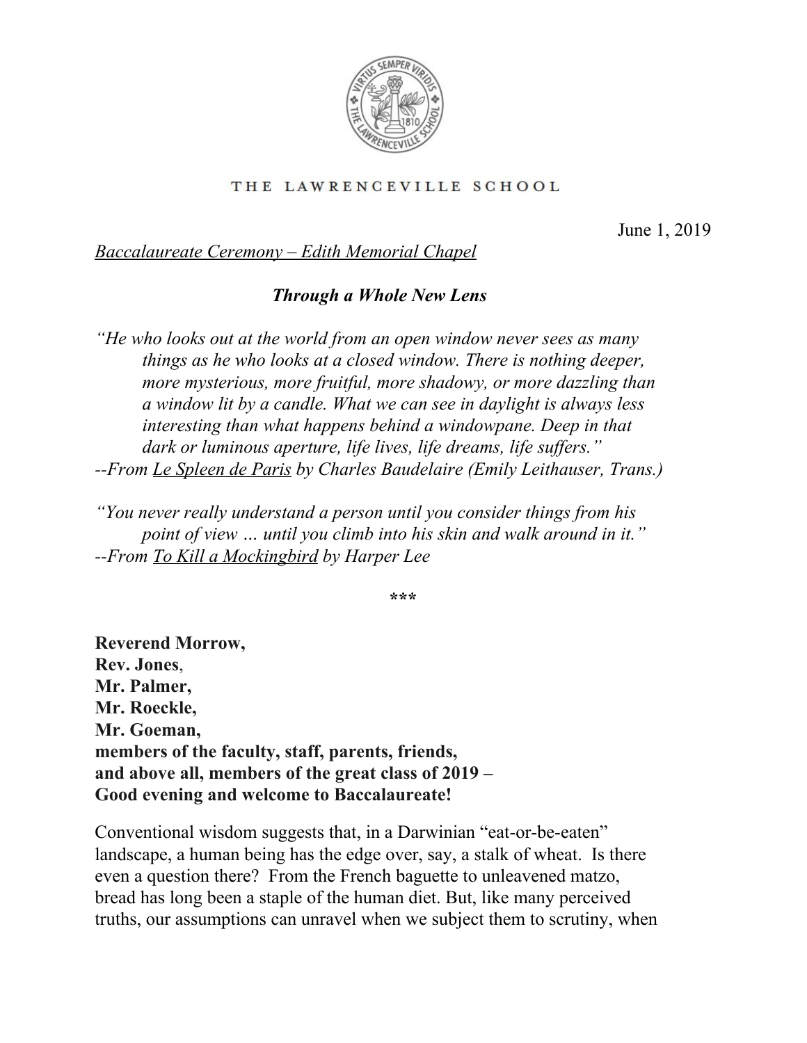THE LAWRENCEVILLE SCHOOL

June 1, 2019

<u>*Baccalaureate Ceremony – Edith Memorial Chapel*</u>

***Through a Whole New Lens***

*"He who looks out at the world from an open window never sees as many things as he who looks at a closed window. There is nothing deeper, more mysterious, more fruitful, more shadowy, or more dazzling than a window lit by a candle. What we can see in daylight is always less interesting than what happens behind a windowpane. Deep in that dark or luminous aperture, life lives, life dreams, life suffers."*
*--From <u>Le Spleen de Paris</u> by Charles Baudelaire (Emily Leithauser, Trans.)*

*"You never really understand a person until you consider things from his point of view … until you climb into his skin and walk around in it."*
*--From <u>To Kill a Mockingbird</u> by Harper Lee*

\*\*\*

**Reverend Morrow,**
**Rev. Jones**,
**Mr. Palmer,**
**Mr. Roeckle,**
**Mr. Goeman,**
**members of the faculty, staff, parents, friends,**
**and above all, members of the great class of 2019 –**
**Good evening and welcome to Baccalaureate!**

Conventional wisdom suggests that, in a Darwinian "eat-or-be-eaten" landscape, a human being has the edge over, say, a stalk of wheat. Is there even a question there? From the French baguette to unleavened matzo, bread has long been a staple of the human diet. But, like many perceived truths, our assumptions can unravel when we subject them to scrutiny, when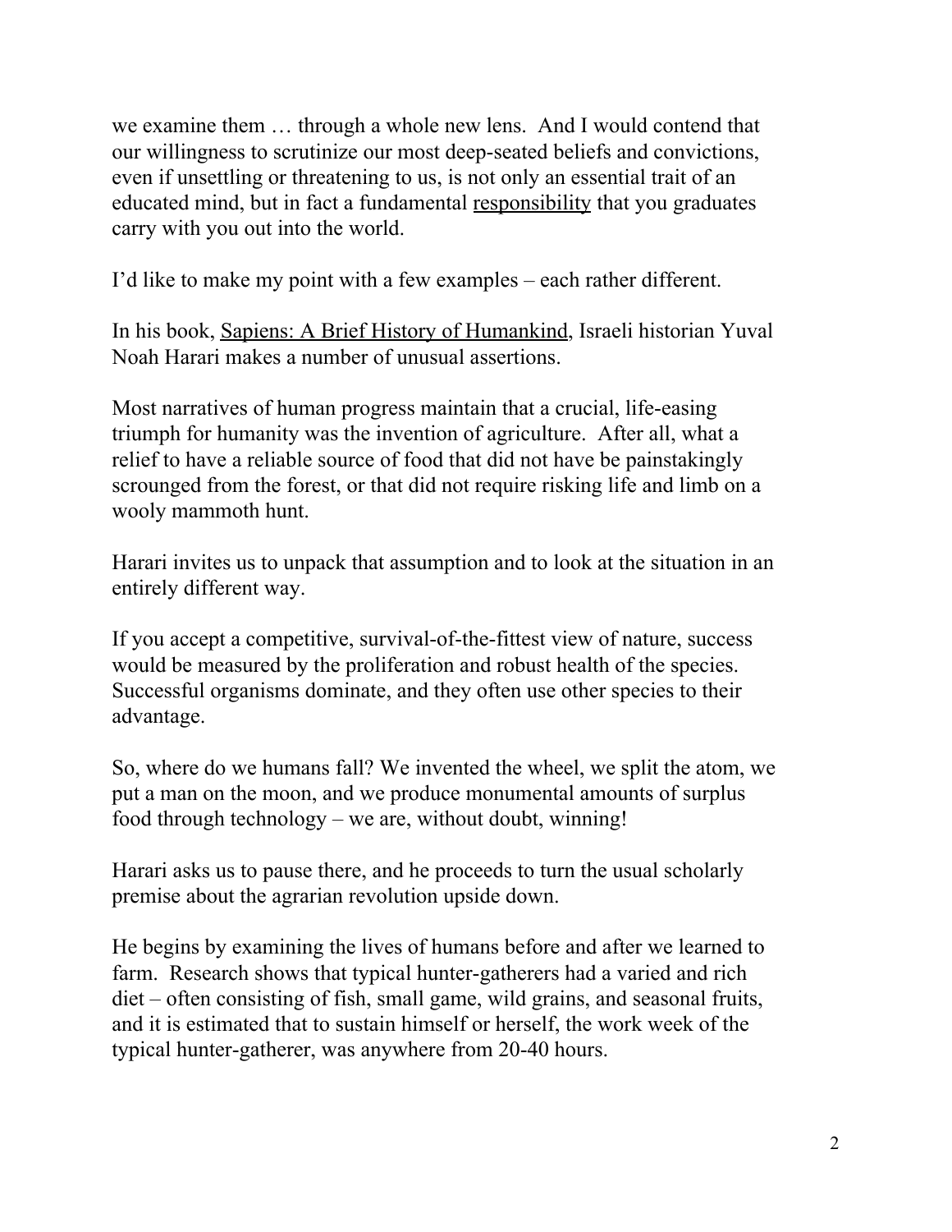we examine them … through a whole new lens. And I would contend that our willingness to scrutinize our most deep-seated beliefs and convictions, even if unsettling or threatening to us, is not only an essential trait of an educated mind, but in fact a fundamental <u>responsibility</u> that you graduates carry with you out into the world.

I'd like to make my point with a few examples – each rather different.

In his book, <u>Sapiens: A Brief History of Humankind</u>, Israeli historian Yuval Noah Harari makes a number of unusual assertions.

Most narratives of human progress maintain that a crucial, life-easing triumph for humanity was the invention of agriculture. After all, what a relief to have a reliable source of food that did not have be painstakingly scrounged from the forest, or that did not require risking life and limb on a wooly mammoth hunt.

Harari invites us to unpack that assumption and to look at the situation in an entirely different way.

If you accept a competitive, survival-of-the-fittest view of nature, success would be measured by the proliferation and robust health of the species. Successful organisms dominate, and they often use other species to their advantage.

So, where do we humans fall? We invented the wheel, we split the atom, we put a man on the moon, and we produce monumental amounts of surplus food through technology – we are, without doubt, winning!

Harari asks us to pause there, and he proceeds to turn the usual scholarly premise about the agrarian revolution upside down.

He begins by examining the lives of humans before and after we learned to farm. Research shows that typical hunter-gatherers had a varied and rich diet – often consisting of fish, small game, wild grains, and seasonal fruits, and it is estimated that to sustain himself or herself, the work week of the typical hunter-gatherer, was anywhere from 20-40 hours.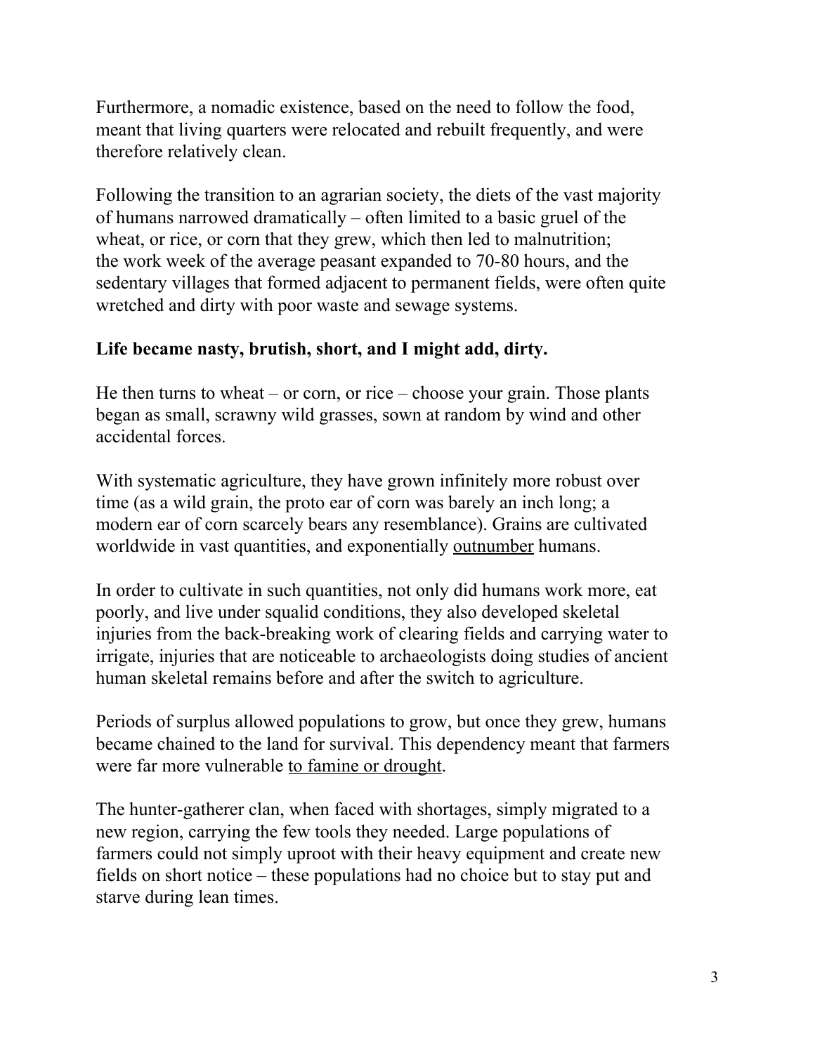Furthermore, a nomadic existence, based on the need to follow the food, meant that living quarters were relocated and rebuilt frequently, and were therefore relatively clean.

Following the transition to an agrarian society, the diets of the vast majority of humans narrowed dramatically – often limited to a basic gruel of the wheat, or rice, or corn that they grew, which then led to malnutrition; the work week of the average peasant expanded to 70-80 hours, and the sedentary villages that formed adjacent to permanent fields, were often quite wretched and dirty with poor waste and sewage systems.

**Life became nasty, brutish, short, and I might add, dirty.**

He then turns to wheat – or corn, or rice – choose your grain. Those plants began as small, scrawny wild grasses, sown at random by wind and other accidental forces.

With systematic agriculture, they have grown infinitely more robust over time (as a wild grain, the proto ear of corn was barely an inch long; a modern ear of corn scarcely bears any resemblance). Grains are cultivated worldwide in vast quantities, and exponentially <u>outnumber</u> humans.

In order to cultivate in such quantities, not only did humans work more, eat poorly, and live under squalid conditions, they also developed skeletal injuries from the back-breaking work of clearing fields and carrying water to irrigate, injuries that are noticeable to archaeologists doing studies of ancient human skeletal remains before and after the switch to agriculture.

Periods of surplus allowed populations to grow, but once they grew, humans became chained to the land for survival. This dependency meant that farmers were far more vulnerable <u>to famine or drought</u>.

The hunter-gatherer clan, when faced with shortages, simply migrated to a new region, carrying the few tools they needed. Large populations of farmers could not simply uproot with their heavy equipment and create new fields on short notice – these populations had no choice but to stay put and starve during lean times.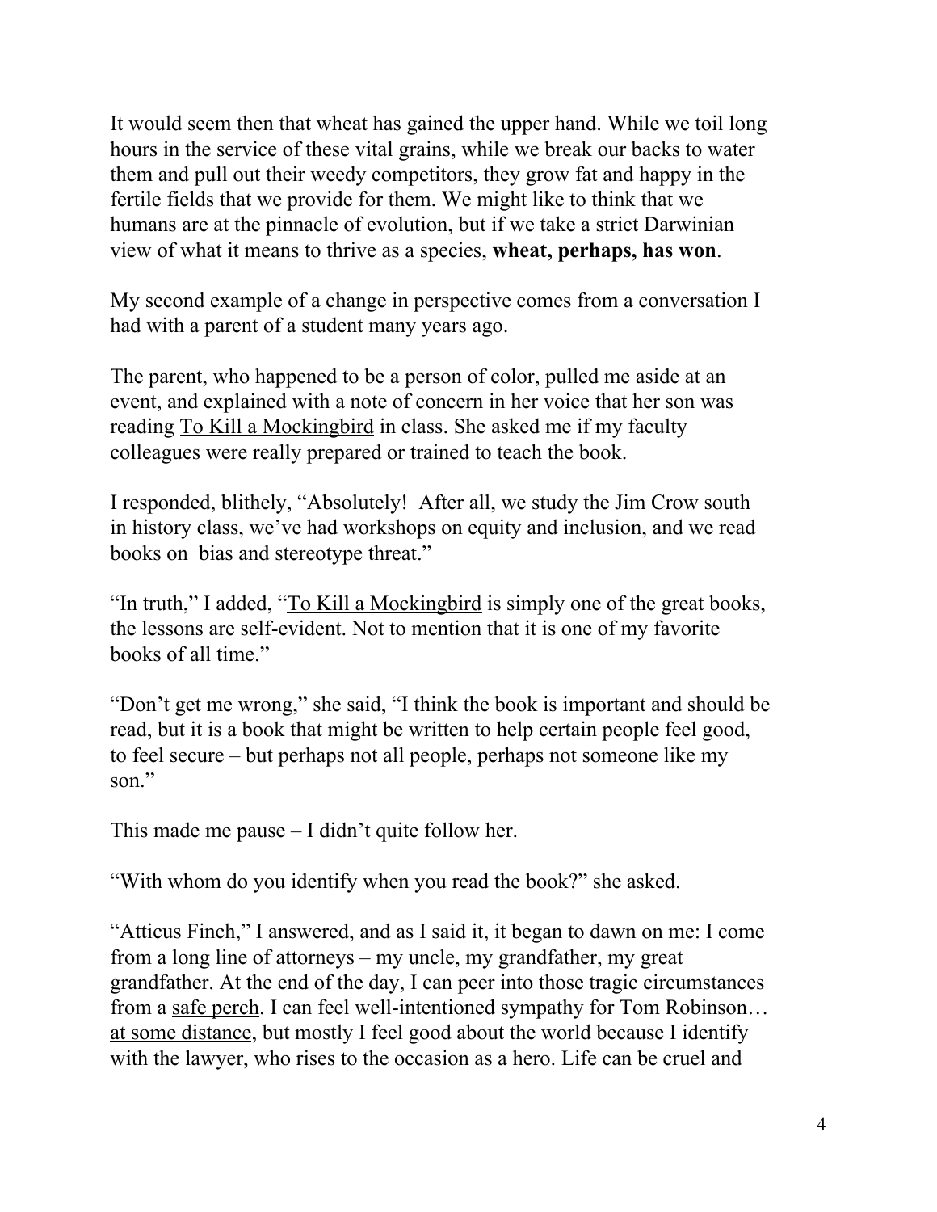It would seem then that wheat has gained the upper hand. While we toil long hours in the service of these vital grains, while we break our backs to water them and pull out their weedy competitors, they grow fat and happy in the fertile fields that we provide for them. We might like to think that we humans are at the pinnacle of evolution, but if we take a strict Darwinian view of what it means to thrive as a species, **wheat, perhaps, has won**.

My second example of a change in perspective comes from a conversation I had with a parent of a student many years ago.

The parent, who happened to be a person of color, pulled me aside at an event, and explained with a note of concern in her voice that her son was reading <u>To Kill a Mockingbird</u> in class. She asked me if my faculty colleagues were really prepared or trained to teach the book.

I responded, blithely, "Absolutely!  After all, we study the Jim Crow south in history class, we've had workshops on equity and inclusion, and we read books on  bias and stereotype threat."

"In truth," I added, "<u>To Kill a Mockingbird</u> is simply one of the great books, the lessons are self-evident. Not to mention that it is one of my favorite books of all time."

"Don't get me wrong," she said, "I think the book is important and should be read, but it is a book that might be written to help certain people feel good, to feel secure – but perhaps not <u>all</u> people, perhaps not someone like my son."

This made me pause – I didn't quite follow her.

"With whom do you identify when you read the book?" she asked.

"Atticus Finch," I answered, and as I said it, it began to dawn on me: I come from a long line of attorneys – my uncle, my grandfather, my great grandfather. At the end of the day, I can peer into those tragic circumstances from a <u>safe perch</u>. I can feel well-intentioned sympathy for Tom Robinson… <u>at some distance</u>, but mostly I feel good about the world because I identify with the lawyer, who rises to the occasion as a hero. Life can be cruel and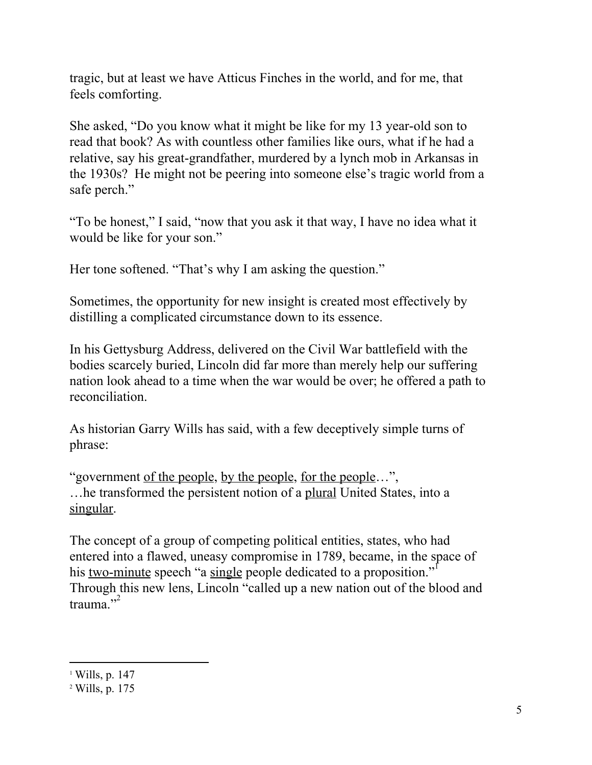tragic, but at least we have Atticus Finches in the world, and for me, that feels comforting.

She asked, "Do you know what it might be like for my 13 year-old son to read that book? As with countless other families like ours, what if he had a relative, say his great-grandfather, murdered by a lynch mob in Arkansas in the 1930s? He might not be peering into someone else's tragic world from a safe perch."

"To be honest," I said, "now that you ask it that way, I have no idea what it would be like for your son."

Her tone softened. "That's why I am asking the question."

Sometimes, the opportunity for new insight is created most effectively by distilling a complicated circumstance down to its essence.

In his Gettysburg Address, delivered on the Civil War battlefield with the bodies scarcely buried, Lincoln did far more than merely help our suffering nation look ahead to a time when the war would be over; he offered a path to reconciliation.

As historian Garry Wills has said, with a few deceptively simple turns of phrase:

"government <u>of the people</u>, <u>by the people</u>, <u>for the people</u>…",
…he transformed the persistent notion of a <u>plural</u> United States, into a <u>singular</u>.

The concept of a group of competing political entities, states, who had entered into a flawed, uneasy compromise in 1789, became, in the space of his <u>two-minute</u> speech "a <u>single</u> people dedicated to a proposition."[1] Through this new lens, Lincoln "called up a new nation out of the blood and trauma."[2]

---

[1] Wills, p. 147
[2] Wills, p. 175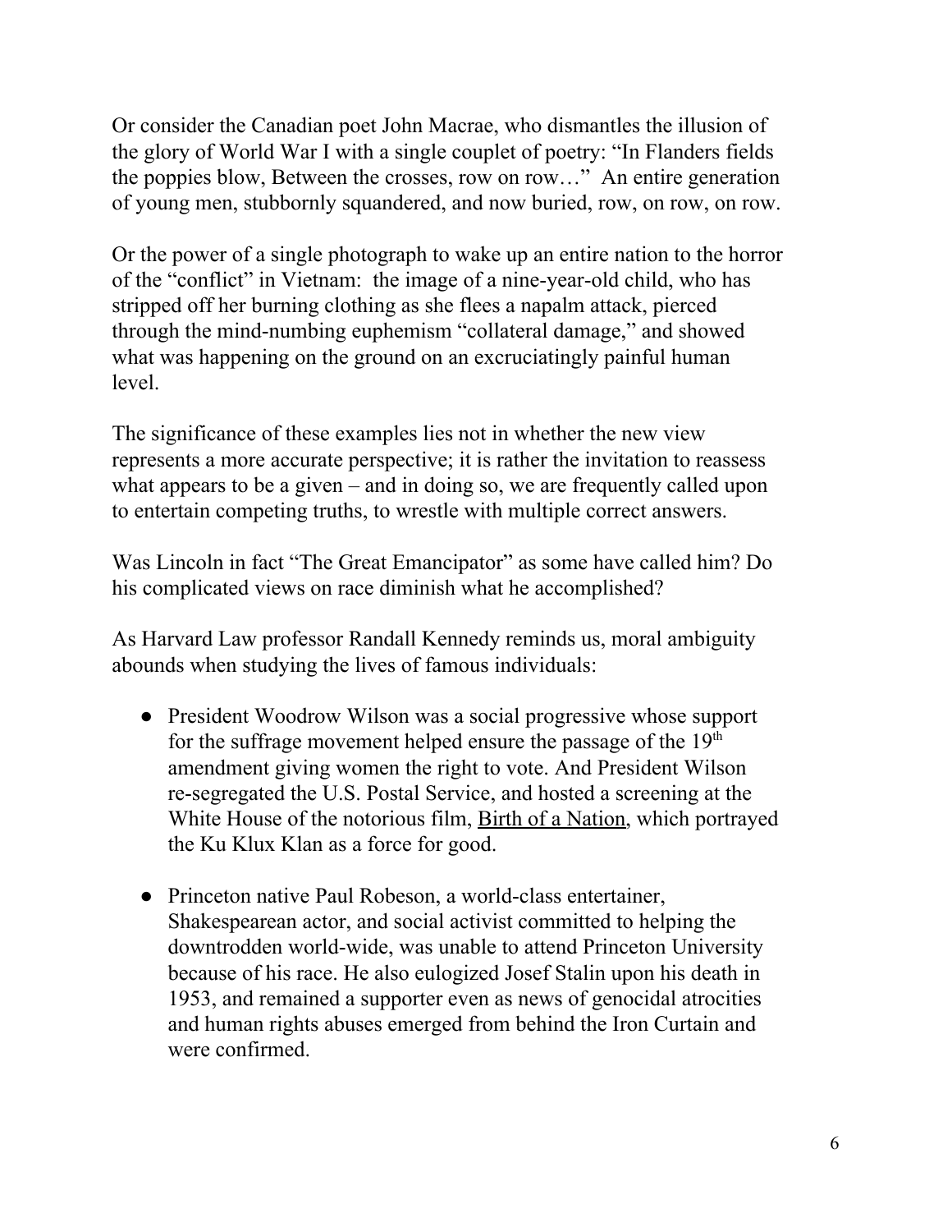Or consider the Canadian poet John Macrae, who dismantles the illusion of the glory of World War I with a single couplet of poetry: "In Flanders fields the poppies blow, Between the crosses, row on row…" An entire generation of young men, stubbornly squandered, and now buried, row, on row, on row.

Or the power of a single photograph to wake up an entire nation to the horror of the "conflict" in Vietnam: the image of a nine-year-old child, who has stripped off her burning clothing as she flees a napalm attack, pierced through the mind-numbing euphemism "collateral damage," and showed what was happening on the ground on an excruciatingly painful human level.

The significance of these examples lies not in whether the new view represents a more accurate perspective; it is rather the invitation to reassess what appears to be a given – and in doing so, we are frequently called upon to entertain competing truths, to wrestle with multiple correct answers.

Was Lincoln in fact "The Great Emancipator" as some have called him? Do his complicated views on race diminish what he accomplished?

As Harvard Law professor Randall Kennedy reminds us, moral ambiguity abounds when studying the lives of famous individuals:

- President Woodrow Wilson was a social progressive whose support for the suffrage movement helped ensure the passage of the 19th amendment giving women the right to vote. And President Wilson re-segregated the U.S. Postal Service, and hosted a screening at the White House of the notorious film, <u>Birth of a Nation</u>, which portrayed the Ku Klux Klan as a force for good.

- Princeton native Paul Robeson, a world-class entertainer, Shakespearean actor, and social activist committed to helping the downtrodden world-wide, was unable to attend Princeton University because of his race. He also eulogized Josef Stalin upon his death in 1953, and remained a supporter even as news of genocidal atrocities and human rights abuses emerged from behind the Iron Curtain and were confirmed.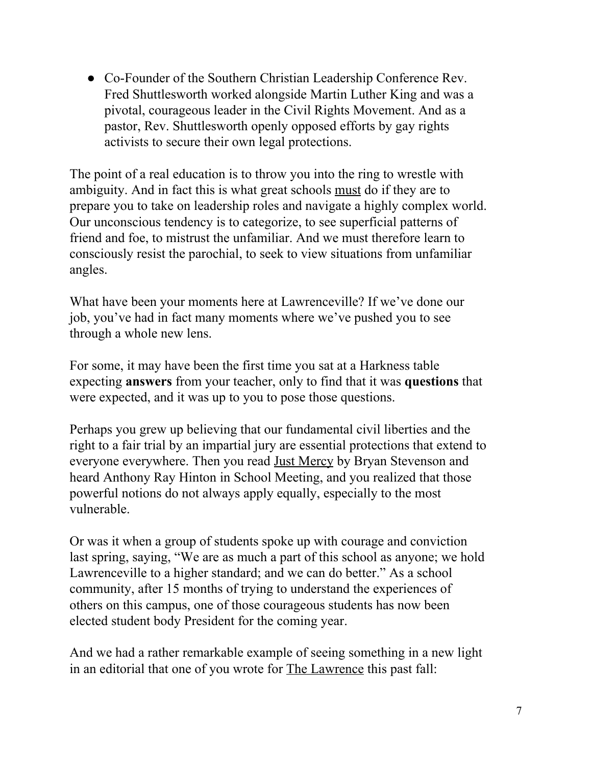- Co-Founder of the Southern Christian Leadership Conference Rev. Fred Shuttlesworth worked alongside Martin Luther King and was a pivotal, courageous leader in the Civil Rights Movement. And as a pastor, Rev. Shuttlesworth openly opposed efforts by gay rights activists to secure their own legal protections.

The point of a real education is to throw you into the ring to wrestle with ambiguity. And in fact this is what great schools <u>must</u> do if they are to prepare you to take on leadership roles and navigate a highly complex world. Our unconscious tendency is to categorize, to see superficial patterns of friend and foe, to mistrust the unfamiliar. And we must therefore learn to consciously resist the parochial, to seek to view situations from unfamiliar angles.

What have been your moments here at Lawrenceville? If we've done our job, you've had in fact many moments where we've pushed you to see through a whole new lens.

For some, it may have been the first time you sat at a Harkness table expecting **answers** from your teacher, only to find that it was **questions** that were expected, and it was up to you to pose those questions.

Perhaps you grew up believing that our fundamental civil liberties and the right to a fair trial by an impartial jury are essential protections that extend to everyone everywhere. Then you read <u>Just Mercy</u> by Bryan Stevenson and heard Anthony Ray Hinton in School Meeting, and you realized that those powerful notions do not always apply equally, especially to the most vulnerable.

Or was it when a group of students spoke up with courage and conviction last spring, saying, "We are as much a part of this school as anyone; we hold Lawrenceville to a higher standard; and we can do better." As a school community, after 15 months of trying to understand the experiences of others on this campus, one of those courageous students has now been elected student body President for the coming year.

And we had a rather remarkable example of seeing something in a new light in an editorial that one of you wrote for <u>The Lawrence</u> this past fall: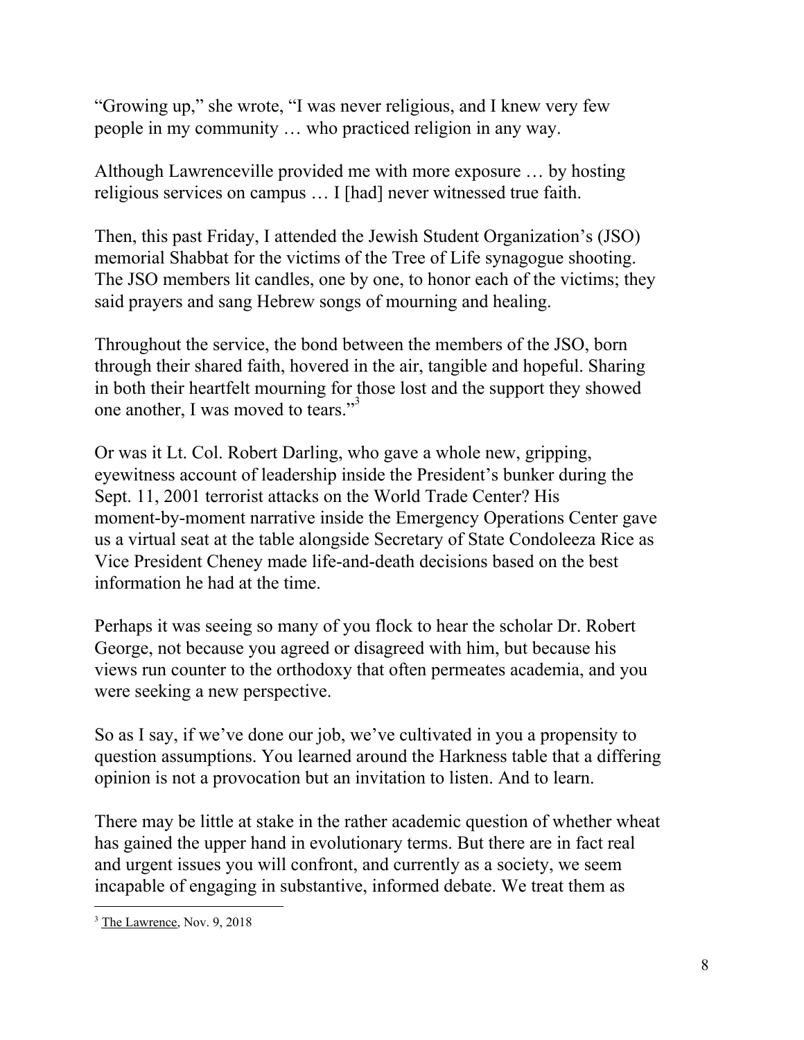"Growing up," she wrote, "I was never religious, and I knew very few people in my community … who practiced religion in any way.

Although Lawrenceville provided me with more exposure … by hosting religious services on campus … I [had] never witnessed true faith.

Then, this past Friday, I attended the Jewish Student Organization's (JSO) memorial Shabbat for the victims of the Tree of Life synagogue shooting. The JSO members lit candles, one by one, to honor each of the victims; they said prayers and sang Hebrew songs of mourning and healing.

Throughout the service, the bond between the members of the JSO, born through their shared faith, hovered in the air, tangible and hopeful. Sharing in both their heartfelt mourning for those lost and the support they showed one another, I was moved to tears."[3]

Or was it Lt. Col. Robert Darling, who gave a whole new, gripping, eyewitness account of leadership inside the President's bunker during the Sept. 11, 2001 terrorist attacks on the World Trade Center? His moment-by-moment narrative inside the Emergency Operations Center gave us a virtual seat at the table alongside Secretary of State Condoleeza Rice as Vice President Cheney made life-and-death decisions based on the best information he had at the time.

Perhaps it was seeing so many of you flock to hear the scholar Dr. Robert George, not because you agreed or disagreed with him, but because his views run counter to the orthodoxy that often permeates academia, and you were seeking a new perspective.

So as I say, if we've done our job, we've cultivated in you a propensity to question assumptions. You learned around the Harkness table that a differing opinion is not a provocation but an invitation to listen. And to learn.

There may be little at stake in the rather academic question of whether wheat has gained the upper hand in evolutionary terms. But there are in fact real and urgent issues you will confront, and currently as a society, we seem incapable of engaging in substantive, informed debate. We treat them as

---

[3] The Lawrence, Nov. 9, 2018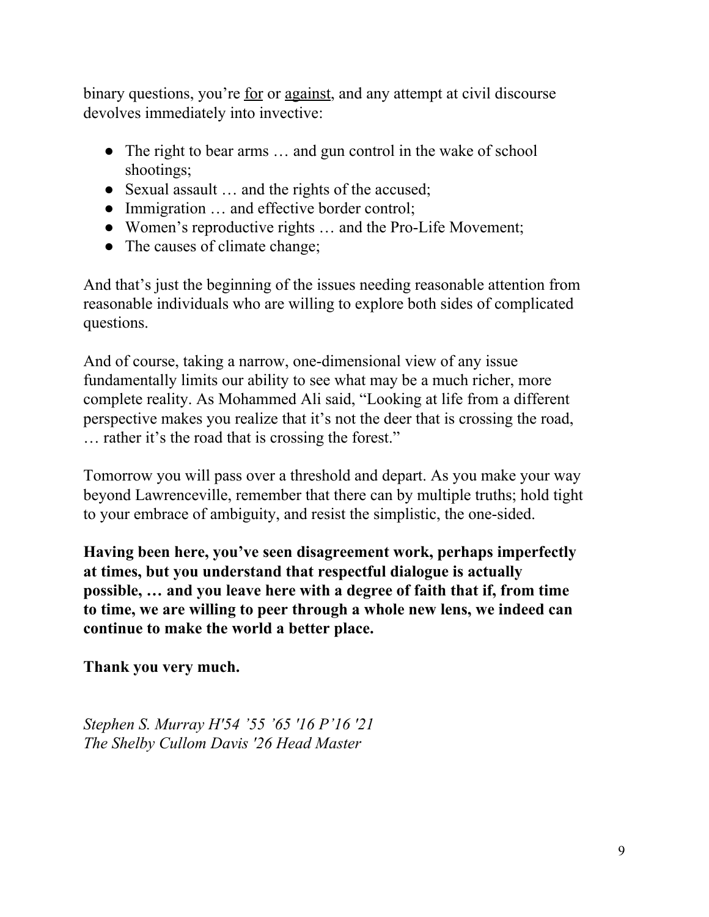binary questions, you're <u>for</u> or <u>against</u>, and any attempt at civil discourse devolves immediately into invective:

- The right to bear arms … and gun control in the wake of school shootings;
- Sexual assault … and the rights of the accused;
- Immigration … and effective border control;
- Women's reproductive rights … and the Pro-Life Movement;
- The causes of climate change;

And that's just the beginning of the issues needing reasonable attention from reasonable individuals who are willing to explore both sides of complicated questions.

And of course, taking a narrow, one-dimensional view of any issue fundamentally limits our ability to see what may be a much richer, more complete reality. As Mohammed Ali said, "Looking at life from a different perspective makes you realize that it's not the deer that is crossing the road, … rather it's the road that is crossing the forest."

Tomorrow you will pass over a threshold and depart. As you make your way beyond Lawrenceville, remember that there can by multiple truths; hold tight to your embrace of ambiguity, and resist the simplistic, the one-sided.

**Having been here, you've seen disagreement work, perhaps imperfectly at times, but you understand that respectful dialogue is actually possible, … and you leave here with a degree of faith that if, from time to time, we are willing to peer through a whole new lens, we indeed can continue to make the world a better place.**

**Thank you very much.**

*Stephen S. Murray H'54 '55 '65 '16 P'16 '21*
*The Shelby Cullom Davis '26 Head Master*